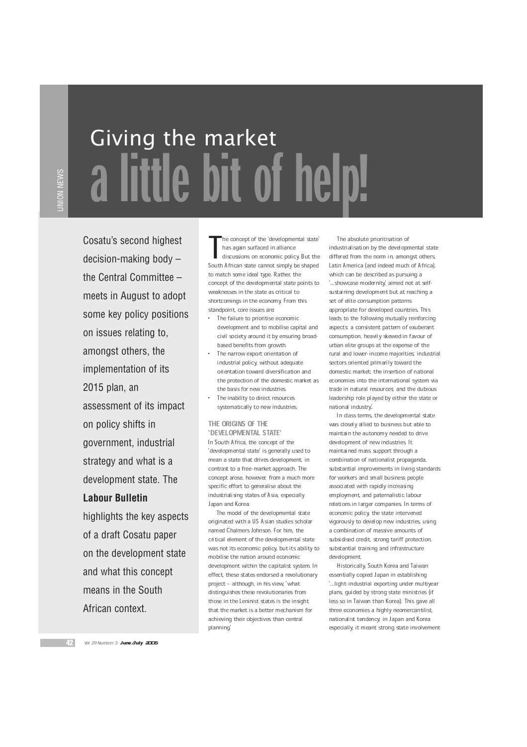# Giving the market a little bit of help!

Cosatu's second highest decision-making body – the Central Committee – meets in August to adopt some key policy positions on issues relating to, amongst others, the implementation of its 2015 plan, an assessment of its impact on policy shifts in government, industrial strategy and what is a development state. The **Labour Bulletin** highlights the key aspects of a draft Cosatu paper on the development state and what this concept means in the South African context.

The concept of the 'developmental state' has again surfaced in alliance discussions on economic policy. But the South African state cannot simply be shaped to match some ideal type. Rather, the concept of the developmental state points to weaknesses in the state as critical to shortcomings in the economy. From this standpoint, core issues are:

- The failure to prioritise economic development and to mobilise capital and civil society around it by ensuring broad-based benefits from growth.
- The narrow export orientation of industrial policy, without adequate orientation toward diversification and the protection of the domestic market as the basis for new industries.
- The inability to direct resources systematically to new industries.

## THE ORIGINS OF THE 'DEVELOPMENTAL STATE'

In South Africa, the concept of the 'developmental state' is generally used to mean a state that drives development, in contrast to a free-market approach. The concept arose, however, from a much more specific effort to generalise about the industrialising states of Asia, especially Japan and Korea.

The model of the developmental state originated with a US Asian studies scholar named Chalmers Johnson. For him, the critical element of the developmental state was not its economic policy, but its ability to mobilise the nation around economic development within the capitalist system. In effect, these states endorsed a revolutionary project – although, in his view, 'what distinguishes these revolutionaries from those in the Leninist states is the insight that the market is a better mechanism for achieving their objectives than central planning.'

The absolute prioritisation of industrialisation by the developmental state differed from the norm in, amongst others, Latin America (and indeed much of Africa), which can be described as pursuing a '...showcase modernity,' aimed not at self-sustaining development but at reaching a set of elite consumption patterns appropriate for developed countries. This leads to the following mutually reinforcing aspects: a consistent pattern of exuberant consumption, heavily skewed in favour of urban elite groups at the expense of the rural and lower-income majorities; industrial sectors oriented primarily toward the domestic market; the insertion of national economies into the international system via trade in natural resources; and the dubious leadership role played by either the state or national industry.'

In class terms, the developmental state was closely allied to business but able to maintain the autonomy needed to drive development of new industries. It maintained mass support through a combination of nationalist propaganda, substantial improvements in living standards for workers and small business people associated with rapidly increasing employment, and paternalistic labour relations in larger companies. In terms of economic policy, the state intervened vigorously to develop new industries, using a combination of massive amounts of subsidised credit, strong tariff protection, substantial training and infrastructure development.

Historically, South Korea and Taiwan essentially copied Japan in establishing '...light-industrial exporting under multiyear plans, guided by strong state ministries (if less so in Taiwan than Korea). This gave all three economies a highly neomercantilist, nationalist tendency; in Japan and Korea especially, it meant strong state involvement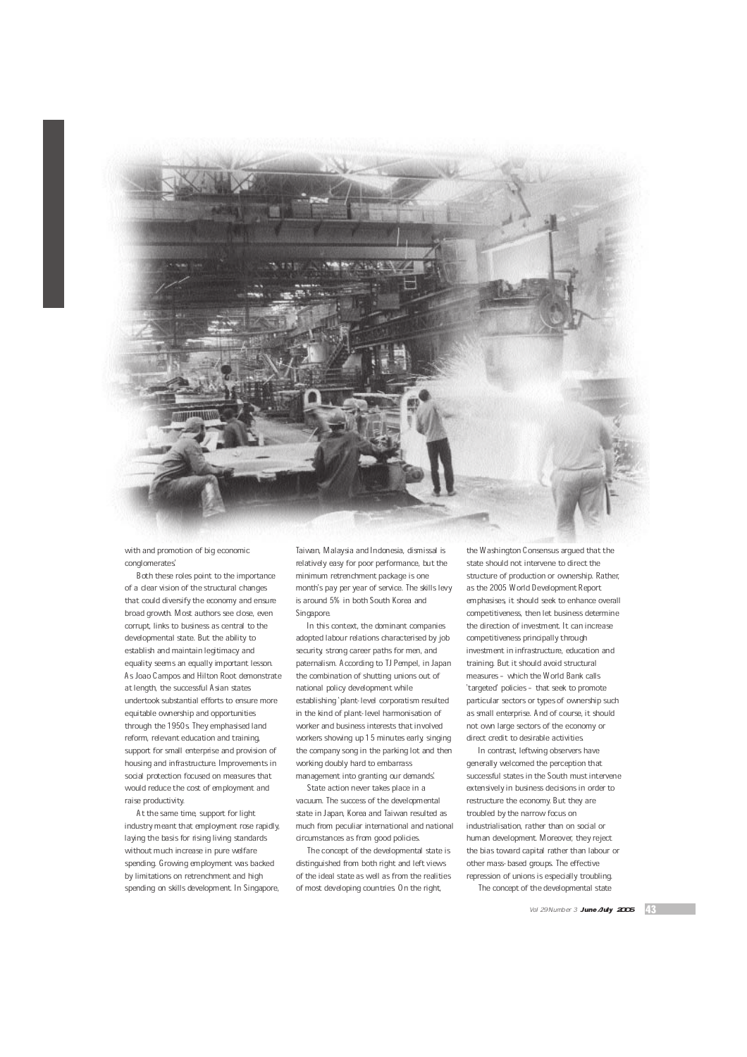with and promotion of big economic conglomerates'.

Both these roles point to the importance of a clear vision of the structural changes that could diversify the economy and ensure broad growth. Most authors see close, even corrupt, links to business as central to the developmental state. But the ability to establish and maintain legitimacy and equality seems an equally important lesson. As Joao Campos and Hilton Root demonstrate at length, the successful Asian states undertook substantial efforts to ensure more equitable ownership and opportunities through the 1950s. They emphasised land reform, relevant education and training, support for small enterprise and provision of housing and infrastructure. Improvements in social protection focused on measures that would reduce the cost of employment and raise productivity.

At the same time, support for light industry meant that employment rose rapidly, laying the basis for rising living standards without much increase in pure welfare spending. Growing employment was backed by limitations on retrenchment and high spending on skills development. In Singapore, Taiwan, Malaysia and Indonesia, dismissal is relatively easy for poor performance, but the minimum retrenchment package is one month's pay per year of service. The skills levy is around 5% in both South Korea and Singapore.

In this context, the dominant companies adopted labour relations characterised by job security, strong career paths for men, and paternalism. According to TJ Pempel, in Japan the combination of shutting unions out of national policy development while establishing 'plant-level corporatism resulted in the kind of plant-level harmonisation of worker and business interests that involved workers showing up 15 minutes early, singing the company song in the parking lot and then working doubly hard to embarrass management into granting our demands'.

State action never takes place in a vacuum. The success of the developmental state in Japan, Korea and Taiwan resulted as much from peculiar international and national circumstances as from good policies.

The concept of the developmental state is distinguished from both right and left views of the ideal state as well as from the realities of most developing countries. On the right, the Washington Consensus argued that the state should not intervene to direct the structure of production or ownership. Rather, as the 2005 World Development Report emphasises, it should seek to enhance overall competitiveness, then let business determine the direction of investment. It can increase competitiveness principally through investment in infrastructure, education and training. But it should avoid structural measures – which the World Bank calls 'targeted' policies – that seek to promote particular sectors or types of ownership such as small enterprise. And of course, it should not own large sectors of the economy or direct credit to desirable activities.

In contrast, leftwing observers have generally welcomed the perception that successful states in the South must intervene extensively in business decisions in order to restructure the economy. But they are troubled by the narrow focus on industrialisation, rather than on social or human development. Moreover, they reject the bias toward capital rather than labour or other mass-based groups. The effective repression of unions is especially troubling.

The concept of the developmental state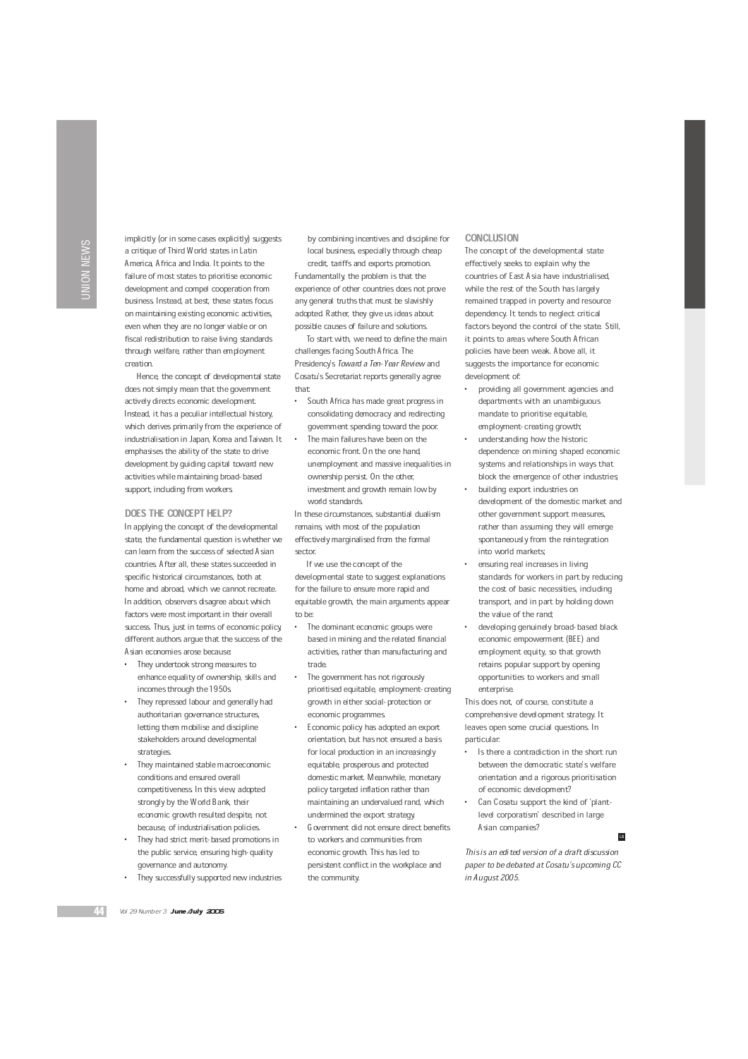implicitly (or in some cases explicitly) suggests a critique of Third World states in Latin America, Africa and India. It points to the failure of most states to prioritise economic development and compel cooperation from business. Instead, at best, these states focus on maintaining existing economic activities, even when they are no longer viable or on fiscal redistribution to raise living standards through welfare, rather than employment creation.

Hence, the concept of developmental state does not simply mean that the government actively directs economic development. Instead, it has a peculiar intellectual history, which derives primarily from the experience of industrialisation in Japan, Korea and Taiwan. It emphasises the ability of the state to drive development by guiding capital toward new activities while maintaining broad-based support, including from workers.

## DOES THE CONCEPT HELP?

In applying the concept of the developmental state, the fundamental question is whether we can learn from the success of selected Asian countries. After all, these states succeeded in specific historical circumstances, both at home and abroad, which we cannot recreate. In addition, observers disagree about which factors were most important in their overall success. Thus, just in terms of economic policy, different authors argue that the success of the Asian economies arose because:

- They undertook strong measures to enhance equality of ownership, skills and incomes through the 1950s.
- They repressed labour and generally had authoritarian governance structures, letting them mobilise and discipline stakeholders around developmental strategies.
- They maintained stable macroeconomic conditions and ensured overall competitiveness. In this view, adopted strongly by the World Bank, their economic growth resulted despite, not because, of industrialisation policies.
- They had strict merit-based promotions in the public service, ensuring high-quality governance and autonomy.
- They successfully supported new industries by combining incentives and discipline for local business, especially through cheap credit, tariffs and exports promotion.

Fundamentally, the problem is that the experience of other countries does not prove any general truths that must be slavishly adopted. Rather, they give us ideas about possible causes of failure and solutions.

To start with, we need to define the main challenges facing South Africa. The Presidency's *Toward a Ten-Year Review* and Cosatu's Secretariat reports generally agree that:

- South Africa has made great progress in consolidating democracy and redirecting government spending toward the poor.
- The main failures have been on the economic front. On the one hand, unemployment and massive inequalities in ownership persist. On the other, investment and growth remain low by world standards.

In these circumstances, substantial dualism remains, with most of the population effectively marginalised from the formal sector.

If we use the concept of the developmental state to suggest explanations for the failure to ensure more rapid and equitable growth, the main arguments appear to be:

- The dominant economic groups were based in mining and the related financial activities, rather than manufacturing and trade.
- The government has not rigorously prioritised equitable, employment-creating growth in either social-protection or economic programmes.
- Economic policy has adopted an export orientation, but has not ensured a basis for local production in an increasingly equitable, prosperous and protected domestic market. Meanwhile, monetary policy targeted inflation rather than maintaining an undervalued rand, which undermined the export strategy.
- Government did not ensure direct benefits to workers and communities from economic growth. This has led to persistent conflict in the workplace and the community.

## CONCLUSION

The concept of the developmental state effectively seeks to explain why the countries of East Asia have industrialised, while the rest of the South has largely remained trapped in poverty and resource dependency. It tends to neglect critical factors beyond the control of the state. Still, it points to areas where South African policies have been weak. Above all, it suggests the importance for economic development of:

- providing all government agencies and departments with an unambiguous mandate to prioritise equitable, employment-creating growth;
- understanding how the historic dependence on mining shaped economic systems and relationships in ways that block the emergence of other industries;
- building export industries on development of the domestic market and other government support measures, rather than assuming they will emerge spontaneously from the reintegration into world markets;
- ensuring real increases in living standards for workers in part by reducing the cost of basic necessities, including transport, and in part by holding down the value of the rand;
- developing genuinely broad-based black economic empowerment (BEE) and employment equity, so that growth retains popular support by opening opportunities to workers and small enterprise.

This does not, of course, constitute a comprehensive development strategy. It leaves open some crucial questions. In particular:

- Is there a contradiction in the short run between the democratic state's welfare orientation and a rigorous prioritisation of economic development?
- Can Cosatu support the kind of 'plant-level corporatism' described in large Asian companies?

*This is an edited version of a draft discussion paper to be debated at Cosatu's upcoming CC in August 2005.*